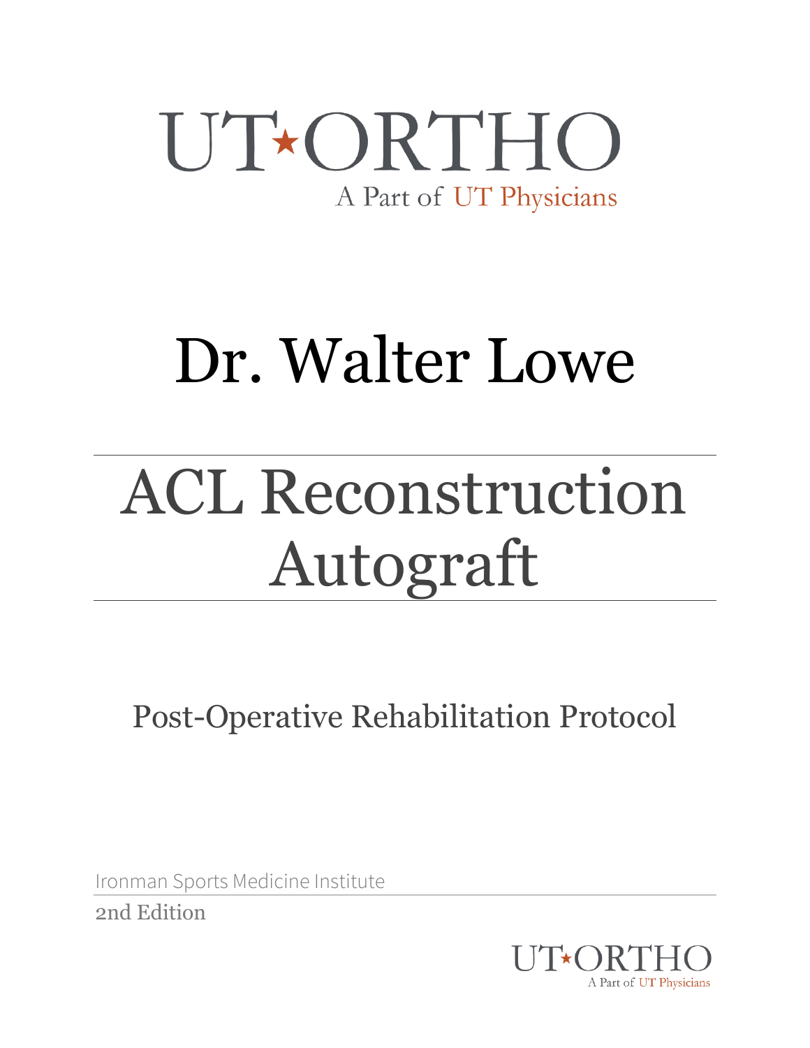UT★ORTHO

A Part of UT Physicians

# Dr. Walter Lowe

# ACL Reconstruction Autograft

## Post-Operative Rehabilitation Protocol

Ironman Sports Medicine Institute

2nd Edition

UT★ORTHO

A Part of UT Physicians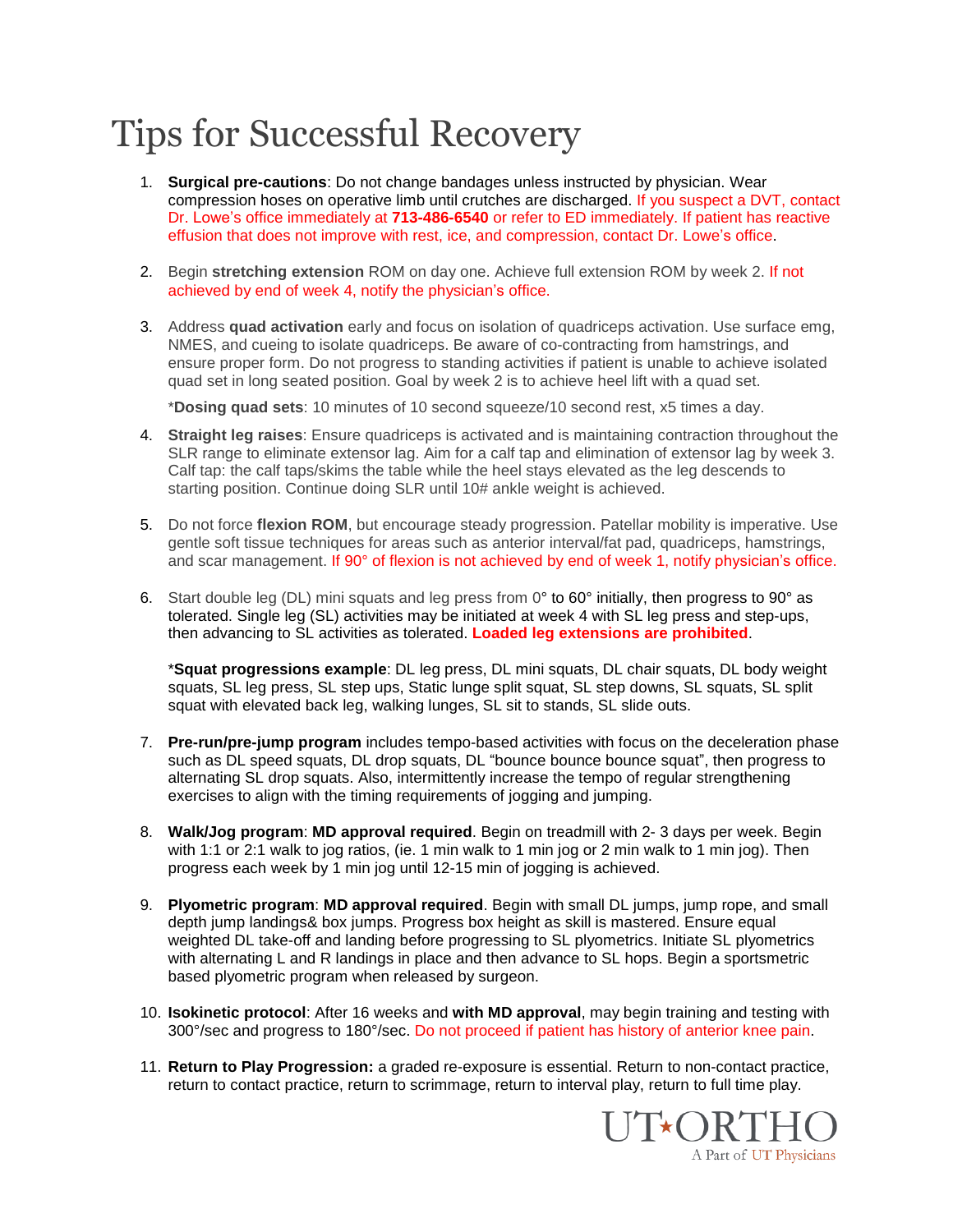# Tips for Successful Recovery

1. **Surgical pre-cautions**: Do not change bandages unless instructed by physician. Wear compression hoses on operative limb until crutches are discharged. If you suspect a DVT, contact Dr. Lowe's office immediately at **713-486-6540** or refer to ED immediately. If patient has reactive effusion that does not improve with rest, ice, and compression, contact Dr. Lowe's office.

2. Begin **stretching extension** ROM on day one. Achieve full extension ROM by week 2. If not achieved by end of week 4, notify the physician's office.

3. Address **quad activation** early and focus on isolation of quadriceps activation. Use surface emg, NMES, and cueing to isolate quadriceps. Be aware of co-contracting from hamstrings, and ensure proper form. Do not progress to standing activities if patient is unable to achieve isolated quad set in long seated position. Goal by week 2 is to achieve heel lift with a quad set.

   ***Dosing quad sets**: 10 minutes of 10 second squeeze/10 second rest, x5 times a day.

4. **Straight leg raises**: Ensure quadriceps is activated and is maintaining contraction throughout the SLR range to eliminate extensor lag. Aim for a calf tap and elimination of extensor lag by week 3. Calf tap: the calf taps/skims the table while the heel stays elevated as the leg descends to starting position. Continue doing SLR until 10# ankle weight is achieved.

5. Do not force **flexion ROM**, but encourage steady progression. Patellar mobility is imperative. Use gentle soft tissue techniques for areas such as anterior interval/fat pad, quadriceps, hamstrings, and scar management. If 90° of flexion is not achieved by end of week 1, notify physician's office.

6. Start double leg (DL) mini squats and leg press from 0° to 60° initially, then progress to 90° as tolerated. Single leg (SL) activities may be initiated at week 4 with SL leg press and step-ups, then advancing to SL activities as tolerated. **Loaded leg extensions are prohibited**.

   ***Squat progressions example**: DL leg press, DL mini squats, DL chair squats, DL body weight squats, SL leg press, SL step ups, Static lunge split squat, SL step downs, SL squats, SL split squat with elevated back leg, walking lunges, SL sit to stands, SL slide outs.

7. **Pre-run/pre-jump program** includes tempo-based activities with focus on the deceleration phase such as DL speed squats, DL drop squats, DL "bounce bounce bounce squat", then progress to alternating SL drop squats. Also, intermittently increase the tempo of regular strengthening exercises to align with the timing requirements of jogging and jumping.

8. **Walk/Jog program**: **MD approval required**. Begin on treadmill with 2- 3 days per week. Begin with 1:1 or 2:1 walk to jog ratios, (ie. 1 min walk to 1 min jog or 2 min walk to 1 min jog). Then progress each week by 1 min jog until 12-15 min of jogging is achieved.

9. **Plyometric program**: **MD approval required**. Begin with small DL jumps, jump rope, and small depth jump landings& box jumps. Progress box height as skill is mastered. Ensure equal weighted DL take-off and landing before progressing to SL plyometrics. Initiate SL plyometrics with alternating L and R landings in place and then advance to SL hops. Begin a sportsmetric based plyometric program when released by surgeon.

10. **Isokinetic protocol**: After 16 weeks and **with MD approval**, may begin training and testing with 300°/sec and progress to 180°/sec. Do not proceed if patient has history of anterior knee pain.

11. **Return to Play Progression:** a graded re-exposure is essential. Return to non-contact practice, return to contact practice, return to scrimmage, return to interval play, return to full time play.

UT★ORTHO
A Part of UT Physicians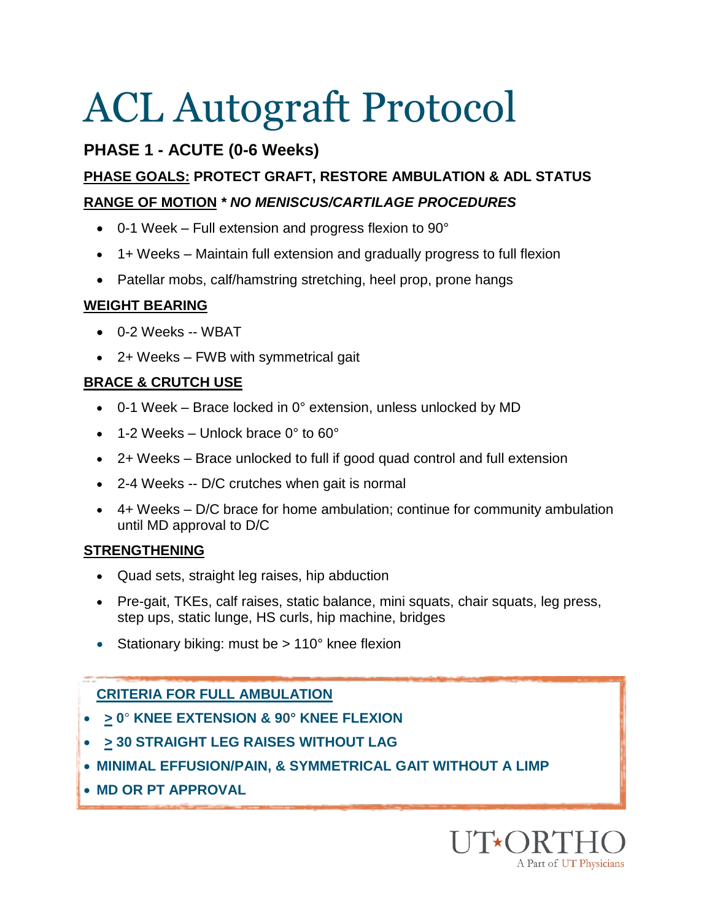# ACL Autograft Protocol

## PHASE 1 - ACUTE (0-6 Weeks)

**PHASE GOALS: PROTECT GRAFT, RESTORE AMBULATION & ADL STATUS**

**RANGE OF MOTION *** ***NO MENISCUS/CARTILAGE PROCEDURES***

- 0-1 Week – Full extension and progress flexion to 90°
- 1+ Weeks – Maintain full extension and gradually progress to full flexion
- Patellar mobs, calf/hamstring stretching, heel prop, prone hangs

**WEIGHT BEARING**

- 0-2 Weeks -- WBAT
- 2+ Weeks – FWB with symmetrical gait

**BRACE & CRUTCH USE**

- 0-1 Week – Brace locked in 0° extension, unless unlocked by MD
- 1-2 Weeks – Unlock brace 0° to 60°
- 2+ Weeks – Brace unlocked to full if good quad control and full extension
- 2-4 Weeks -- D/C crutches when gait is normal
- 4+ Weeks – D/C brace for home ambulation; continue for community ambulation until MD approval to D/C

**STRENGTHENING**

- Quad sets, straight leg raises, hip abduction
- Pre-gait, TKEs, calf raises, static balance, mini squats, chair squats, leg press, step ups, static lunge, HS curls, hip machine, bridges
- Stationary biking: must be > 110° knee flexion

**CRITERIA FOR FULL AMBULATION**

- **≥ 0° KNEE EXTENSION & 90° KNEE FLEXION**
- **≥ 30 STRAIGHT LEG RAISES WITHOUT LAG**
- **MINIMAL EFFUSION/PAIN, & SYMMETRICAL GAIT WITHOUT A LIMP**
- **MD OR PT APPROVAL**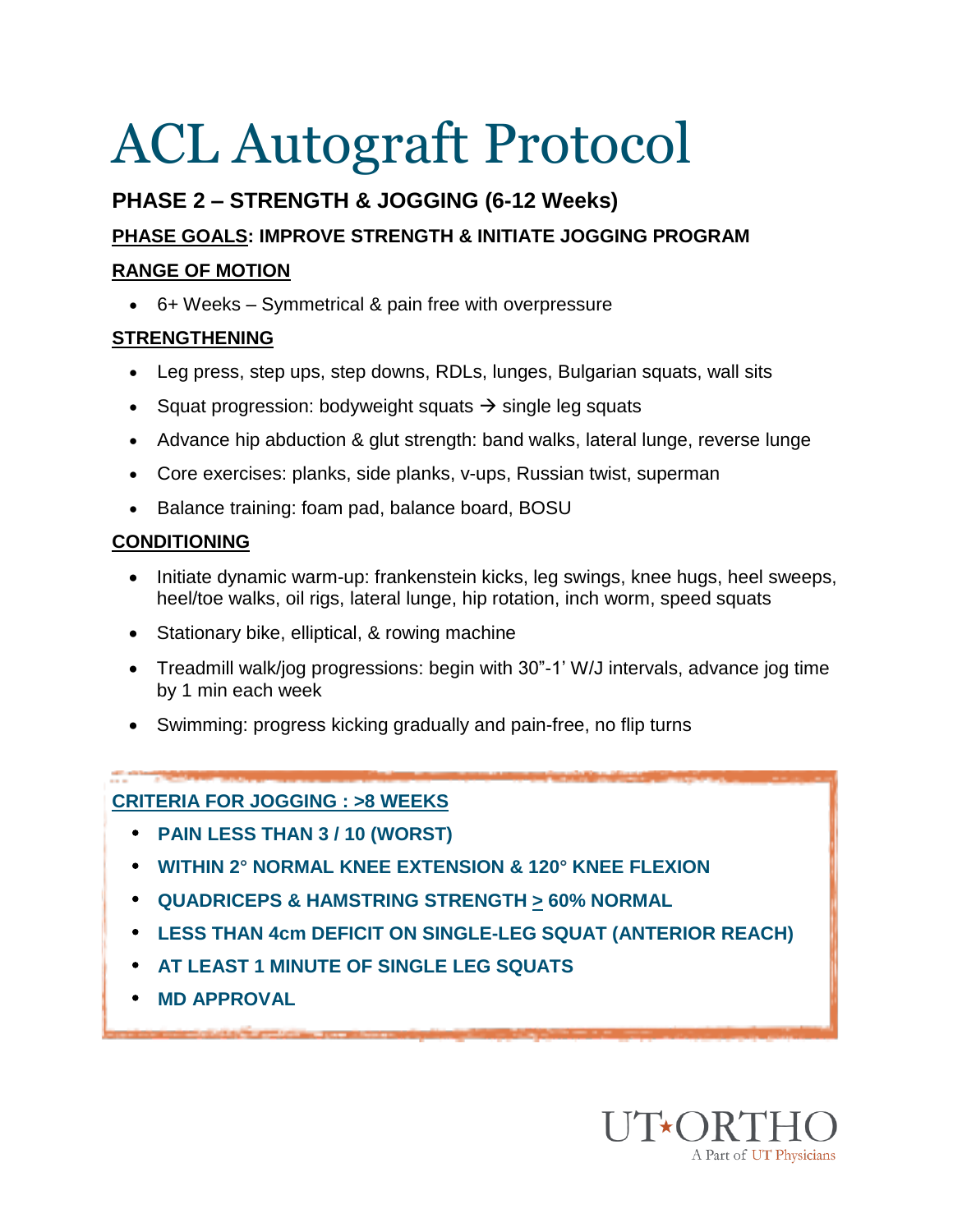# ACL Autograft Protocol

## PHASE 2 – STRENGTH & JOGGING (6-12 Weeks)

**PHASE GOALS: IMPROVE STRENGTH & INITIATE JOGGING PROGRAM**

**RANGE OF MOTION**

- 6+ Weeks – Symmetrical & pain free with overpressure

**STRENGTHENING**

- Leg press, step ups, step downs, RDLs, lunges, Bulgarian squats, wall sits
- Squat progression: bodyweight squats → single leg squats
- Advance hip abduction & glut strength: band walks, lateral lunge, reverse lunge
- Core exercises: planks, side planks, v-ups, Russian twist, superman
- Balance training: foam pad, balance board, BOSU

**CONDITIONING**

- Initiate dynamic warm-up: frankenstein kicks, leg swings, knee hugs, heel sweeps, heel/toe walks, oil rigs, lateral lunge, hip rotation, inch worm, speed squats
- Stationary bike, elliptical, & rowing machine
- Treadmill walk/jog progressions: begin with 30"-1' W/J intervals, advance jog time by 1 min each week
- Swimming: progress kicking gradually and pain-free, no flip turns

**CRITERIA FOR JOGGING : >8 WEEKS**

- **PAIN LESS THAN 3 / 10 (WORST)**
- **WITHIN 2° NORMAL KNEE EXTENSION & 120° KNEE FLEXION**
- **QUADRICEPS & HAMSTRING STRENGTH ≥ 60% NORMAL**
- **LESS THAN 4cm DEFICIT ON SINGLE-LEG SQUAT (ANTERIOR REACH)**
- **AT LEAST 1 MINUTE OF SINGLE LEG SQUATS**
- **MD APPROVAL**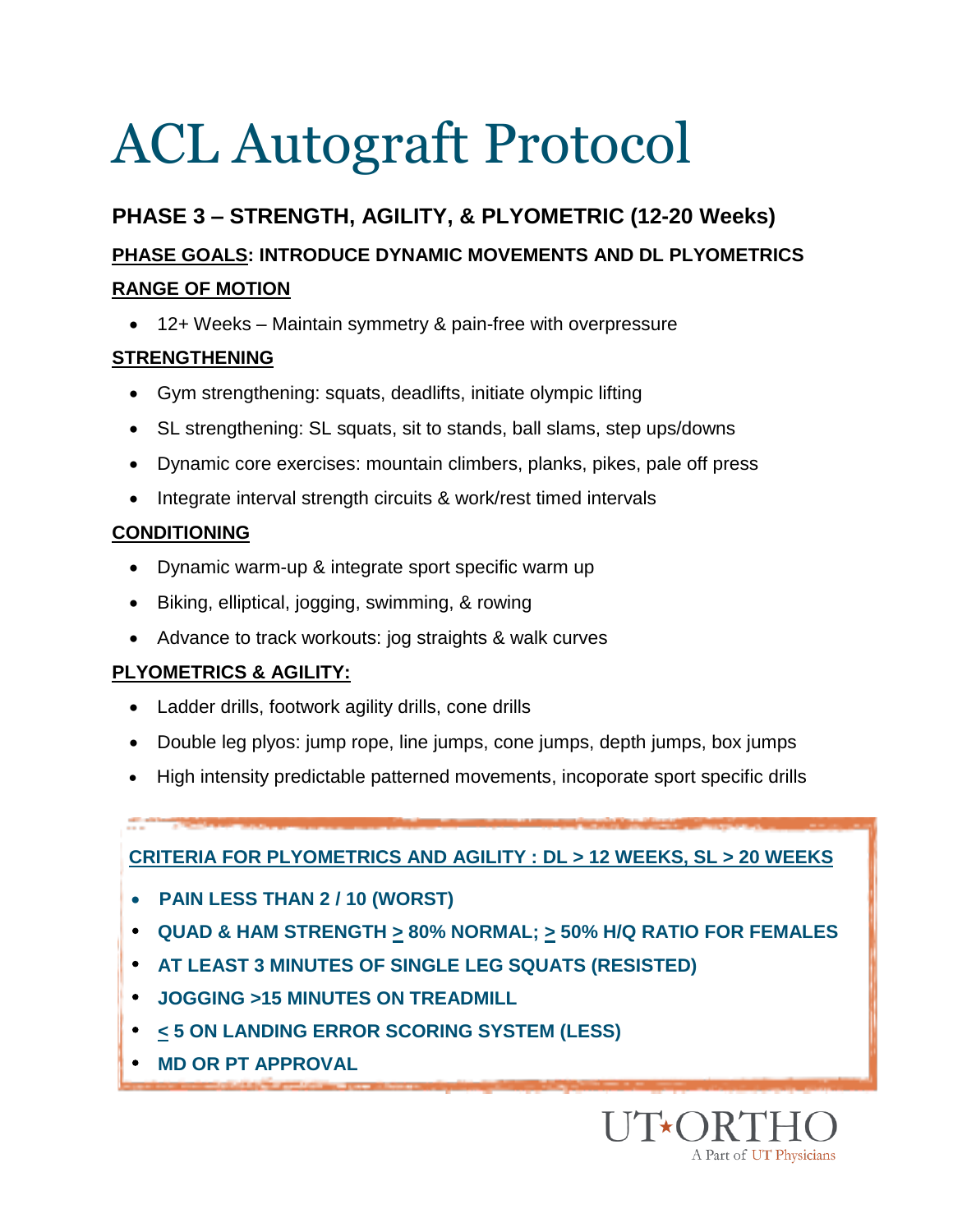# ACL Autograft Protocol

## PHASE 3 – STRENGTH, AGILITY, & PLYOMETRIC (12-20 Weeks)

**PHASE GOALS: INTRODUCE DYNAMIC MOVEMENTS AND DL PLYOMETRICS**

**RANGE OF MOTION**

- 12+ Weeks – Maintain symmetry & pain-free with overpressure

**STRENGTHENING**

- Gym strengthening: squats, deadlifts, initiate olympic lifting
- SL strengthening: SL squats, sit to stands, ball slams, step ups/downs
- Dynamic core exercises: mountain climbers, planks, pikes, pale off press
- Integrate interval strength circuits & work/rest timed intervals

**CONDITIONING**

- Dynamic warm-up & integrate sport specific warm up
- Biking, elliptical, jogging, swimming, & rowing
- Advance to track workouts: jog straights & walk curves

**PLYOMETRICS & AGILITY:**

- Ladder drills, footwork agility drills, cone drills
- Double leg plyos: jump rope, line jumps, cone jumps, depth jumps, box jumps
- High intensity predictable patterned movements, incoporate sport specific drills

**CRITERIA FOR PLYOMETRICS AND AGILITY : DL > 12 WEEKS, SL > 20 WEEKS**

- **PAIN LESS THAN 2 / 10 (WORST)**
- **QUAD & HAM STRENGTH ≥ 80% NORMAL; ≥ 50% H/Q RATIO FOR FEMALES**
- **AT LEAST 3 MINUTES OF SINGLE LEG SQUATS (RESISTED)**
- **JOGGING >15 MINUTES ON TREADMILL**
- **≤ 5 ON LANDING ERROR SCORING SYSTEM (LESS)**
- **MD OR PT APPROVAL**

UT ORTHO
A Part of UT Physicians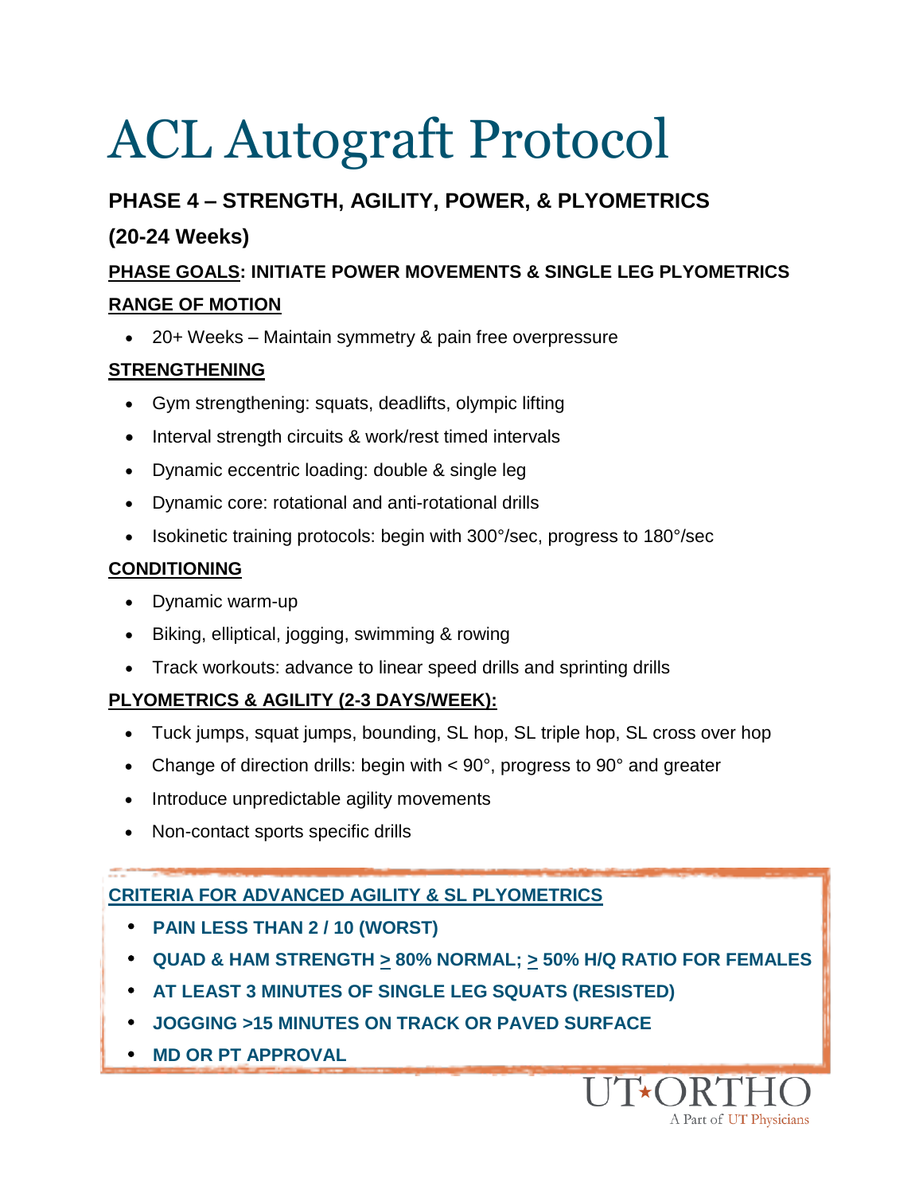# ACL Autograft Protocol

## PHASE 4 – STRENGTH, AGILITY, POWER, & PLYOMETRICS

## (20-24 Weeks)

**PHASE GOALS: INITIATE POWER MOVEMENTS & SINGLE LEG PLYOMETRICS**

**RANGE OF MOTION**

- 20+ Weeks – Maintain symmetry & pain free overpressure

**STRENGTHENING**

- Gym strengthening: squats, deadlifts, olympic lifting
- Interval strength circuits & work/rest timed intervals
- Dynamic eccentric loading: double & single leg
- Dynamic core: rotational and anti-rotational drills
- Isokinetic training protocols: begin with 300°/sec, progress to 180°/sec

**CONDITIONING**

- Dynamic warm-up
- Biking, elliptical, jogging, swimming & rowing
- Track workouts: advance to linear speed drills and sprinting drills

**PLYOMETRICS & AGILITY (2-3 DAYS/WEEK):**

- Tuck jumps, squat jumps, bounding, SL hop, SL triple hop, SL cross over hop
- Change of direction drills: begin with < 90°, progress to 90° and greater
- Introduce unpredictable agility movements
- Non-contact sports specific drills

**CRITERIA FOR ADVANCED AGILITY & SL PLYOMETRICS**

- **PAIN LESS THAN 2 / 10 (WORST)**
- **QUAD & HAM STRENGTH ≥ 80% NORMAL; ≥ 50% H/Q RATIO FOR FEMALES**
- **AT LEAST 3 MINUTES OF SINGLE LEG SQUATS (RESISTED)**
- **JOGGING >15 MINUTES ON TRACK OR PAVED SURFACE**
- **MD OR PT APPROVAL**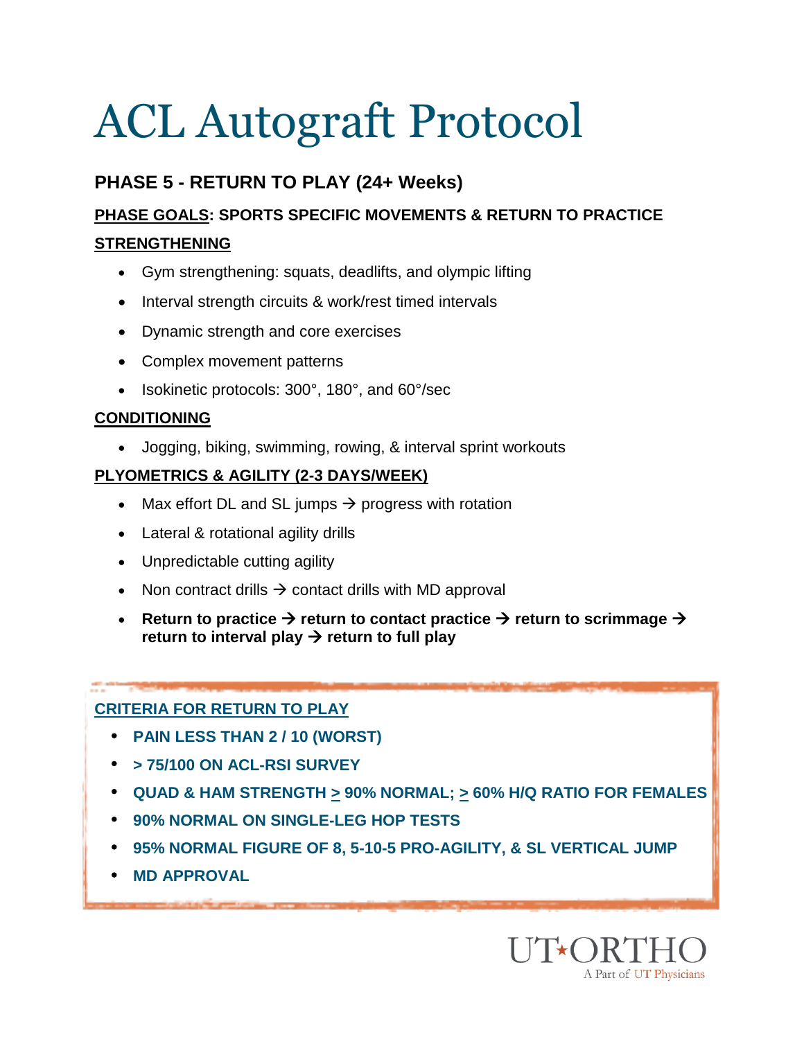# ACL Autograft Protocol

## PHASE 5 - RETURN TO PLAY (24+ Weeks)

**PHASE GOALS: SPORTS SPECIFIC MOVEMENTS & RETURN TO PRACTICE**

**STRENGTHENING**

- Gym strengthening: squats, deadlifts, and olympic lifting
- Interval strength circuits & work/rest timed intervals
- Dynamic strength and core exercises
- Complex movement patterns
- Isokinetic protocols: 300°, 180°, and 60°/sec

**CONDITIONING**

- Jogging, biking, swimming, rowing, & interval sprint workouts

**PLYOMETRICS & AGILITY (2-3 DAYS/WEEK)**

- Max effort DL and SL jumps → progress with rotation
- Lateral & rotational agility drills
- Unpredictable cutting agility
- Non contract drills → contact drills with MD approval
- **Return to practice → return to contact practice → return to scrimmage → return to interval play → return to full play**

**CRITERIA FOR RETURN TO PLAY**

- **PAIN LESS THAN 2 / 10 (WORST)**
- **> 75/100 ON ACL-RSI SURVEY**
- **QUAD & HAM STRENGTH ≥ 90% NORMAL; ≥ 60% H/Q RATIO FOR FEMALES**
- **90% NORMAL ON SINGLE-LEG HOP TESTS**
- **95% NORMAL FIGURE OF 8, 5-10-5 PRO-AGILITY, & SL VERTICAL JUMP**
- **MD APPROVAL**

UT★ORTHO
A Part of UT Physicians